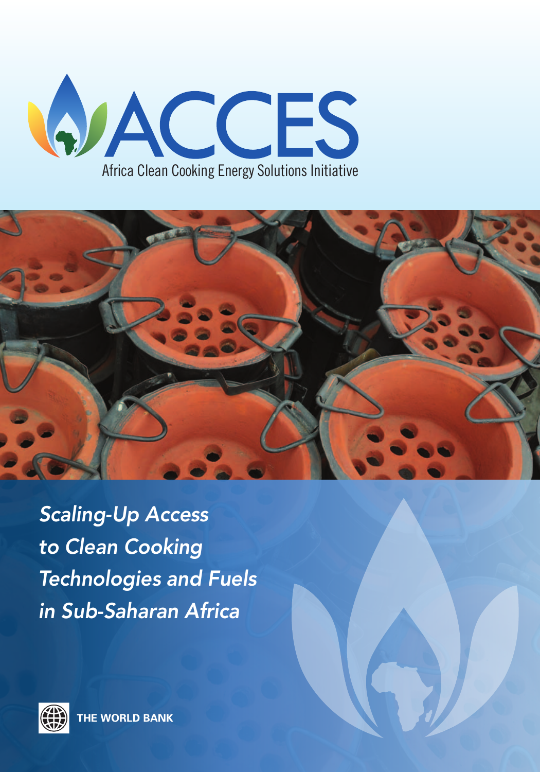# ACCES

Africa Clean Cooking Energy Solutions Initiative

## *Scaling-Up Access to Clean Cooking Technologies and Fuels in Sub-Saharan Africa*

THE WORLD BANK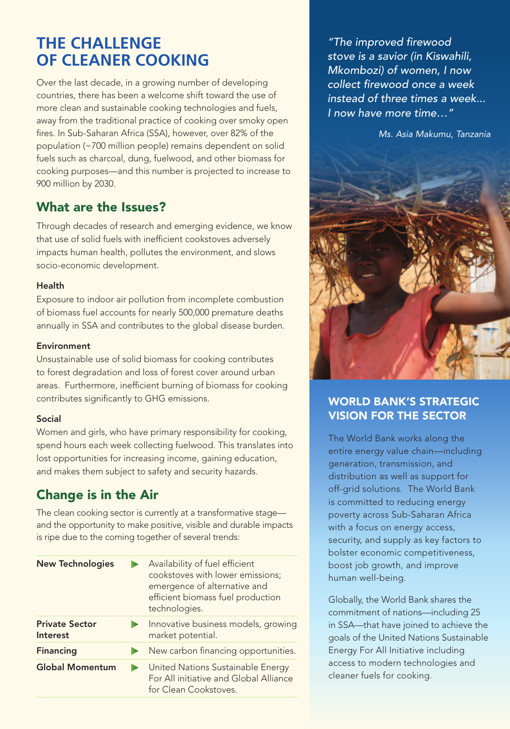# THE CHALLENGE OF CLEANER COOKING

Over the last decade, in a growing number of developing countries, there has been a welcome shift toward the use of more clean and sustainable cooking technologies and fuels, away from the traditional practice of cooking over smoky open fires. In Sub-Saharan Africa (SSA), however, over 82% of the population (~700 million people) remains dependent on solid fuels such as charcoal, dung, fuelwood, and other biomass for cooking purposes—and this number is projected to increase to 900 million by 2030.

## What are the Issues?

Through decades of research and emerging evidence, we know that use of solid fuels with inefficient cookstoves adversely impacts human health, pollutes the environment, and slows socio-economic development.

#### Health

Exposure to indoor air pollution from incomplete combustion of biomass fuel accounts for nearly 500,000 premature deaths annually in SSA and contributes to the global disease burden.

#### Environment

Unsustainable use of solid biomass for cooking contributes to forest degradation and loss of forest cover around urban areas. Furthermore, inefficient burning of biomass for cooking contributes significantly to GHG emissions.

#### Social

Women and girls, who have primary responsibility for cooking, spend hours each week collecting fuelwood. This translates into lost opportunities for increasing income, gaining education, and makes them subject to safety and security hazards.

## Change is in the Air

The clean cooking sector is currently at a transformative stage—and the opportunity to make positive, visible and durable impacts is ripe due to the coming together of several trends:

| | |
|---|---|
| **New Technologies** | Availability of fuel efficient cookstoves with lower emissions; emergence of alternative and efficient biomass fuel production technologies. |
| **Private Sector Interest** | Innovative business models, growing market potential. |
| **Financing** | New carbon financing opportunities. |
| **Global Momentum** | United Nations Sustainable Energy For All initiative and Global Alliance for Clean Cookstoves. |

*"The improved firewood stove is a savior (in Kiswahili, Mkombozi) of women, I now collect firewood once a week instead of three times a week... I now have more time…"*

*Ms. Asia Makumu, Tanzania*

## WORLD BANK'S STRATEGIC VISION FOR THE SECTOR

The World Bank works along the entire energy value chain—including generation, transmission, and distribution as well as support for off-grid solutions. The World Bank is committed to reducing energy poverty across Sub-Saharan Africa with a focus on energy access, security, and supply as key factors to bolster economic competitiveness, boost job growth, and improve human well-being.

Globally, the World Bank shares the commitment of nations—including 25 in SSA—that have joined to achieve the goals of the United Nations Sustainable Energy For All Initiative including access to modern technologies and cleaner fuels for cooking.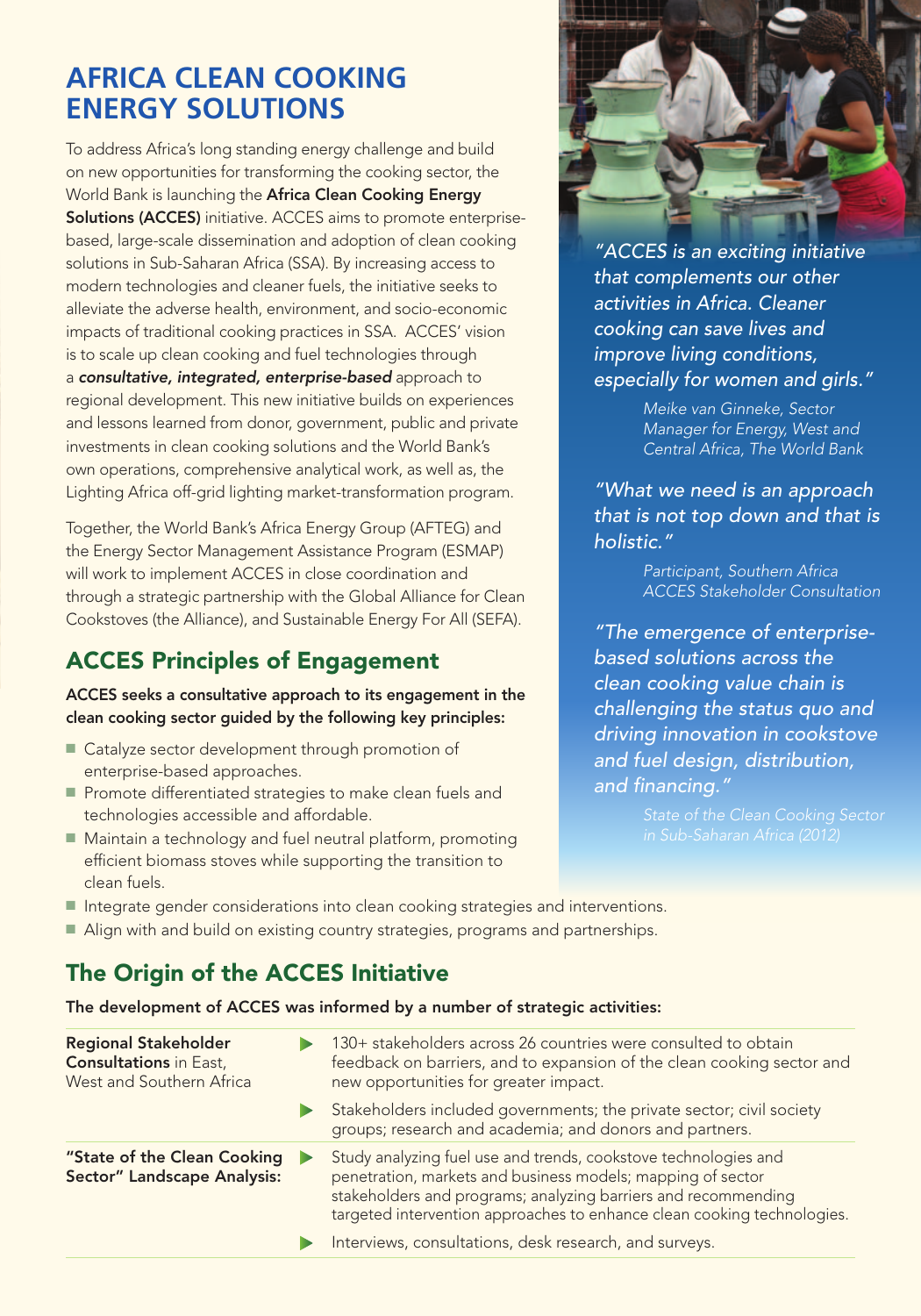# AFRICA CLEAN COOKING ENERGY SOLUTIONS

To address Africa's long standing energy challenge and build on new opportunities for transforming the cooking sector, the World Bank is launching the **Africa Clean Cooking Energy Solutions (ACCES)** initiative. ACCES aims to promote enterprise-based, large-scale dissemination and adoption of clean cooking solutions in Sub-Saharan Africa (SSA). By increasing access to modern technologies and cleaner fuels, the initiative seeks to alleviate the adverse health, environment, and socio-economic impacts of traditional cooking practices in SSA. ACCES' vision is to scale up clean cooking and fuel technologies through a ***consultative, integrated, enterprise-based*** approach to regional development. This new initiative builds on experiences and lessons learned from donor, government, public and private investments in clean cooking solutions and the World Bank's own operations, comprehensive analytical work, as well as, the Lighting Africa off-grid lighting market-transformation program.

Together, the World Bank's Africa Energy Group (AFTEG) and the Energy Sector Management Assistance Program (ESMAP) will work to implement ACCES in close coordination and through a strategic partnership with the Global Alliance for Clean Cookstoves (the Alliance), and Sustainable Energy For All (SEFA).

*"ACCES is an exciting initiative that complements our other activities in Africa. Cleaner cooking can save lives and improve living conditions, especially for women and girls."*

*Meike van Ginneke, Sector Manager for Energy, West and Central Africa, The World Bank*

*"What we need is an approach that is not top down and that is holistic."*

*Participant, Southern Africa ACCES Stakeholder Consultation*

*"The emergence of enterprise-based solutions across the clean cooking value chain is challenging the status quo and driving innovation in cookstove and fuel design, distribution, and financing."*

*State of the Clean Cooking Sector in Sub-Saharan Africa (2012)*

## ACCES Principles of Engagement

**ACCES seeks a consultative approach to its engagement in the clean cooking sector guided by the following key principles:**

- Catalyze sector development through promotion of enterprise-based approaches.
- Promote differentiated strategies to make clean fuels and technologies accessible and affordable.
- Maintain a technology and fuel neutral platform, promoting efficient biomass stoves while supporting the transition to clean fuels.
- Integrate gender considerations into clean cooking strategies and interventions.
- Align with and build on existing country strategies, programs and partnerships.

## The Origin of the ACCES Initiative

**The development of ACCES was informed by a number of strategic activities:**

| | |
|---|---|
| **Regional Stakeholder Consultations** in East, West and Southern Africa | ▶ 130+ stakeholders across 26 countries were consulted to obtain feedback on barriers, and to expansion of the clean cooking sector and new opportunities for greater impact. |
| | ▶ Stakeholders included governments; the private sector; civil society groups; research and academia; and donors and partners. |
| **"State of the Clean Cooking Sector" Landscape Analysis:** | ▶ Study analyzing fuel use and trends, cookstove technologies and penetration, markets and business models; mapping of sector stakeholders and programs; analyzing barriers and recommending targeted intervention approaches to enhance clean cooking technologies. |
| | ▶ Interviews, consultations, desk research, and surveys. |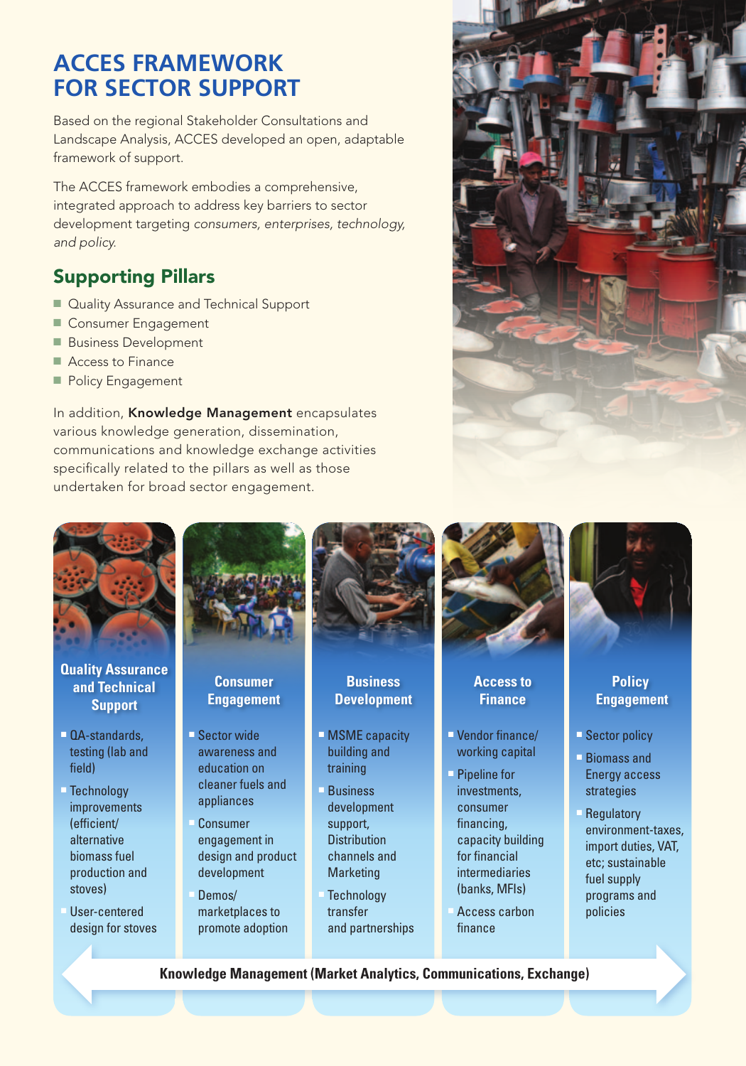# ACCES FRAMEWORK FOR SECTOR SUPPORT

Based on the regional Stakeholder Consultations and Landscape Analysis, ACCES developed an open, adaptable framework of support.

The ACCES framework embodies a comprehensive, integrated approach to address key barriers to sector development targeting *consumers, enterprises, technology, and policy.*

## Supporting Pillars

- Quality Assurance and Technical Support
- Consumer Engagement
- Business Development
- Access to Finance
- Policy Engagement

In addition, **Knowledge Management** encapsulates various knowledge generation, dissemination, communications and knowledge exchange activities specifically related to the pillars as well as those undertaken for broad sector engagement.

### Quality Assurance and Technical Support

- QA-standards, testing (lab and field)
- Technology improvements (efficient/ alternative biomass fuel production and stoves)
- User-centered design for stoves

### Consumer Engagement

- Sector wide awareness and education on cleaner fuels and appliances
- Consumer engagement in design and product development
- Demos/ marketplaces to promote adoption

### Business Development

- MSME capacity building and training
- Business development support, Distribution channels and Marketing
- Technology transfer and partnerships

### Access to Finance

- Vendor finance/ working capital
- Pipeline for investments, consumer financing, capacity building for financial intermediaries (banks, MFIs)
- Access carbon finance

### Policy Engagement

- Sector policy
- Biomass and Energy access strategies
- Regulatory environment-taxes, import duties, VAT, etc; sustainable fuel supply programs and policies

**Knowledge Management (Market Analytics, Communications, Exchange)**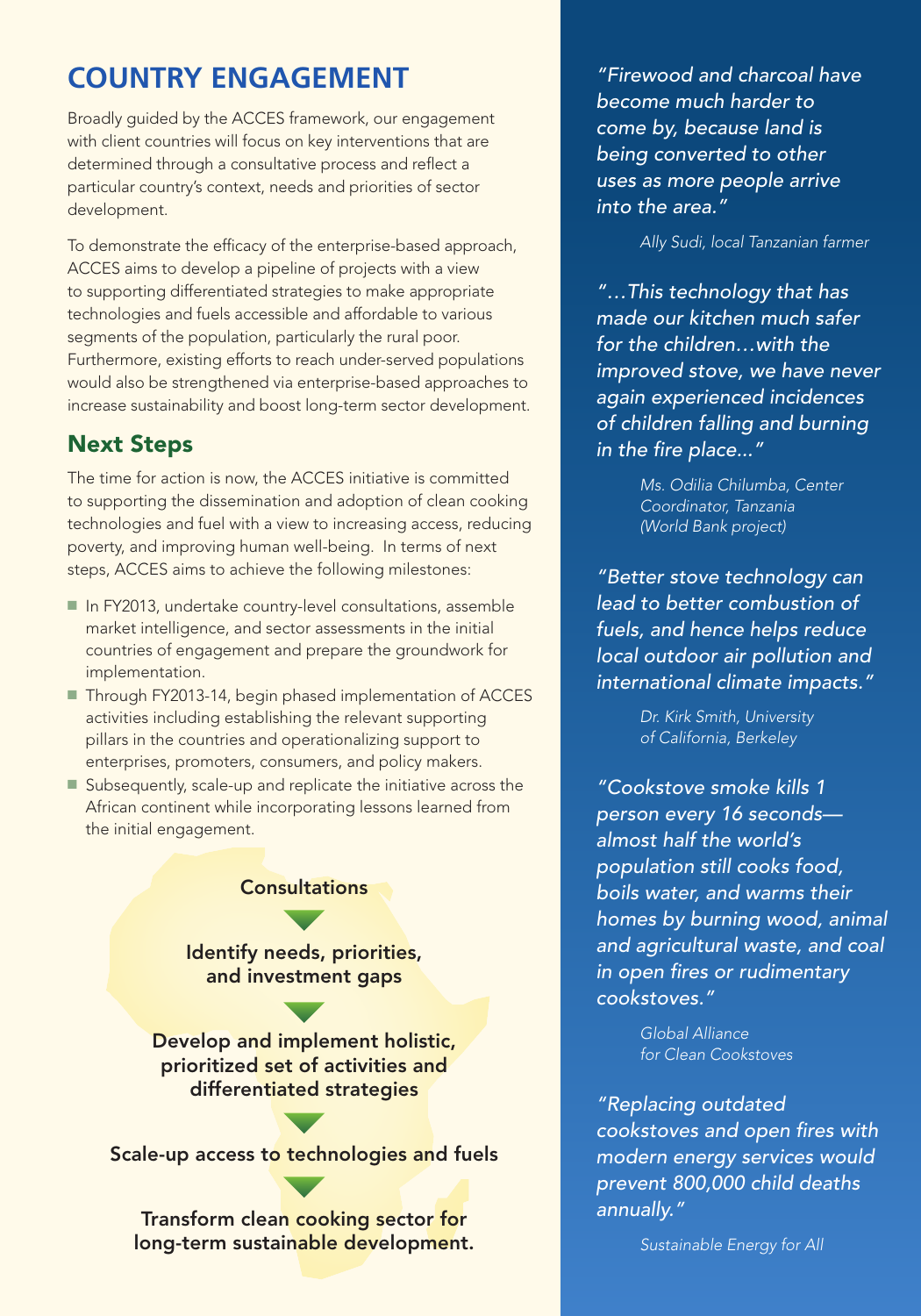## COUNTRY ENGAGEMENT

Broadly guided by the ACCES framework, our engagement with client countries will focus on key interventions that are determined through a consultative process and reflect a particular country's context, needs and priorities of sector development.

To demonstrate the efficacy of the enterprise-based approach, ACCES aims to develop a pipeline of projects with a view to supporting differentiated strategies to make appropriate technologies and fuels accessible and affordable to various segments of the population, particularly the rural poor. Furthermore, existing efforts to reach under-served populations would also be strengthened via enterprise-based approaches to increase sustainability and boost long-term sector development.

### Next Steps

The time for action is now, the ACCES initiative is committed to supporting the dissemination and adoption of clean cooking technologies and fuel with a view to increasing access, reducing poverty, and improving human well-being. In terms of next steps, ACCES aims to achieve the following milestones:

- In FY2013, undertake country-level consultations, assemble market intelligence, and sector assessments in the initial countries of engagement and prepare the groundwork for implementation.
- Through FY2013-14, begin phased implementation of ACCES activities including establishing the relevant supporting pillars in the countries and operationalizing support to enterprises, promoters, consumers, and policy makers.
- Subsequently, scale-up and replicate the initiative across the African continent while incorporating lessons learned from the initial engagement.

**Consultations**

▼

**Identify needs, priorities, and investment gaps**

▼

**Develop and implement holistic, prioritized set of activities and differentiated strategies**

▼

**Scale-up access to technologies and fuels**

▼

**Transform clean cooking sector for long-term sustainable development.**

*"Firewood and charcoal have become much harder to come by, because land is being converted to other uses as more people arrive into the area."*

*Ally Sudi, local Tanzanian farmer*

*"…This technology that has made our kitchen much safer for the children…with the improved stove, we have never again experienced incidences of children falling and burning in the fire place..."*

*Ms. Odilia Chilumba, Center Coordinator, Tanzania (World Bank project)*

*"Better stove technology can lead to better combustion of fuels, and hence helps reduce local outdoor air pollution and international climate impacts."*

*Dr. Kirk Smith, University of California, Berkeley*

*"Cookstove smoke kills 1 person every 16 seconds—almost half the world's population still cooks food, boils water, and warms their homes by burning wood, animal and agricultural waste, and coal in open fires or rudimentary cookstoves."*

*Global Alliance for Clean Cookstoves*

*"Replacing outdated cookstoves and open fires with modern energy services would prevent 800,000 child deaths annually."*

*Sustainable Energy for All*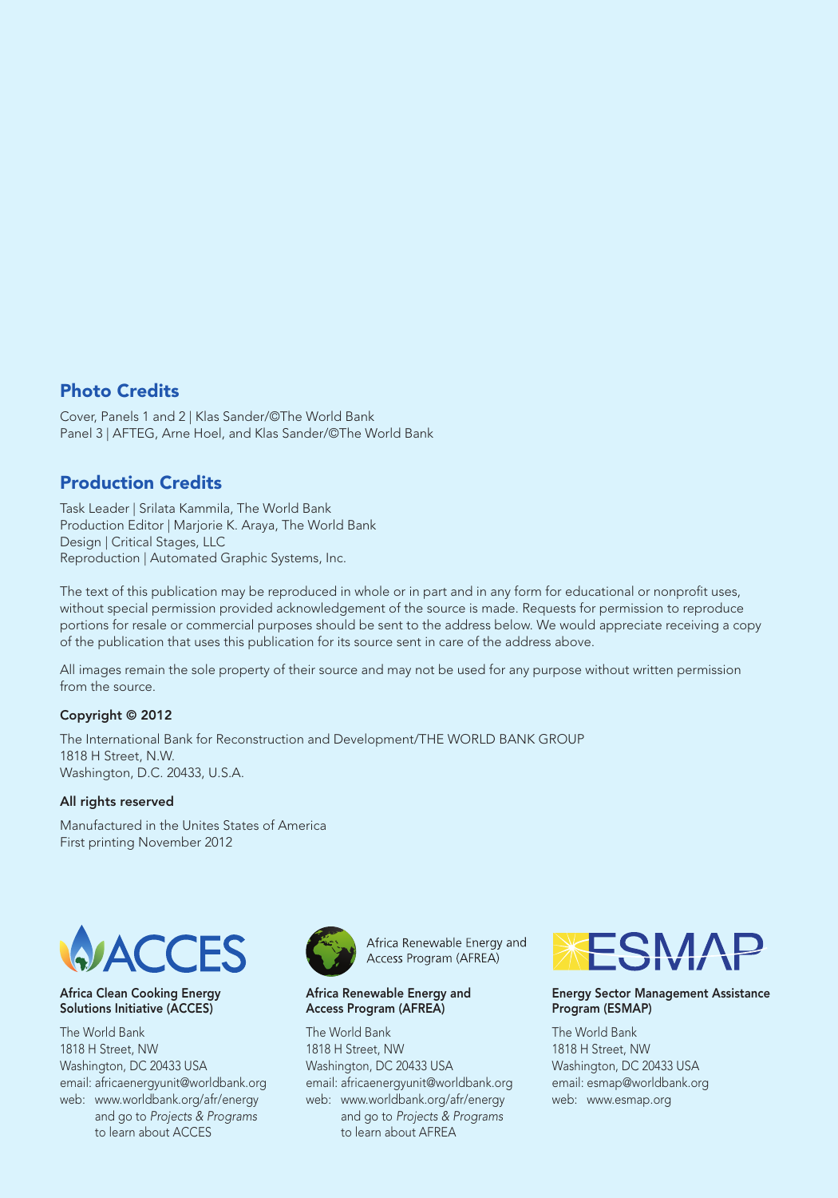## Photo Credits

Cover, Panels 1 and 2 | Klas Sander/©The World Bank
Panel 3 | AFTEG, Arne Hoel, and Klas Sander/©The World Bank

## Production Credits

Task Leader | Srilata Kammila, The World Bank
Production Editor | Marjorie K. Araya, The World Bank
Design | Critical Stages, LLC
Reproduction | Automated Graphic Systems, Inc.

The text of this publication may be reproduced in whole or in part and in any form for educational or nonprofit uses, without special permission provided acknowledgement of the source is made. Requests for permission to reproduce portions for resale or commercial purposes should be sent to the address below. We would appreciate receiving a copy of the publication that uses this publication for its source sent in care of the address above.

All images remain the sole property of their source and may not be used for any purpose without written permission from the source.

**Copyright © 2012**

The International Bank for Reconstruction and Development/THE WORLD BANK GROUP
1818 H Street, N.W.
Washington, D.C. 20433, U.S.A.

**All rights reserved**

Manufactured in the Unites States of America
First printing November 2012

ACCES

**Africa Clean Cooking Energy Solutions Initiative (ACCES)**

The World Bank
1818 H Street, NW
Washington, DC 20433 USA
email: africaenergyunit@worldbank.org
web: www.worldbank.org/afr/energy and go to *Projects & Programs* to learn about ACCES

Africa Renewable Energy and Access Program (AFREA)

**Africa Renewable Energy and Access Program (AFREA)**

The World Bank
1818 H Street, NW
Washington, DC 20433 USA
email: africaenergyunit@worldbank.org
web: www.worldbank.org/afr/energy and go to *Projects & Programs* to learn about AFREA

ESMAP

**Energy Sector Management Assistance Program (ESMAP)**

The World Bank
1818 H Street, NW
Washington, DC 20433 USA
email: esmap@worldbank.org
web: www.esmap.org